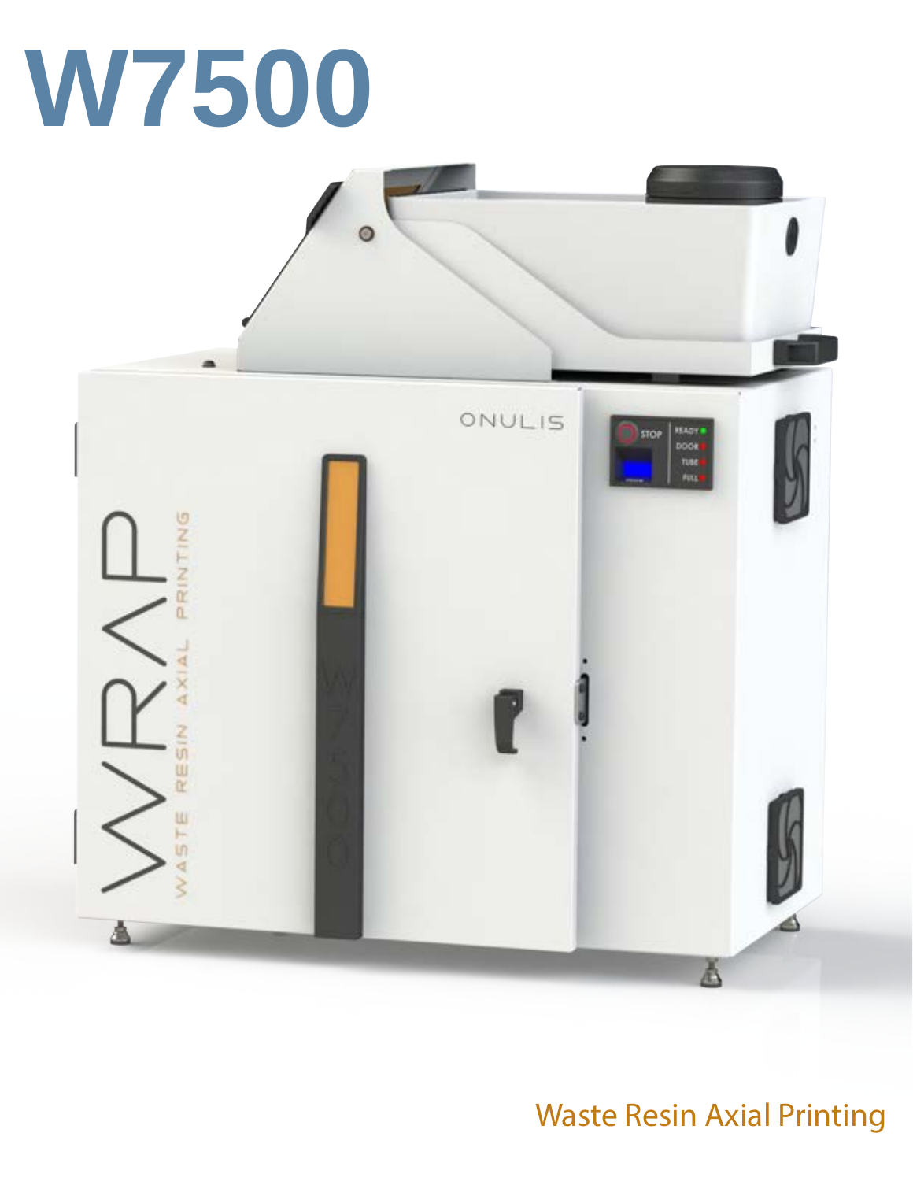# W7500

Waste Resin Axial Printing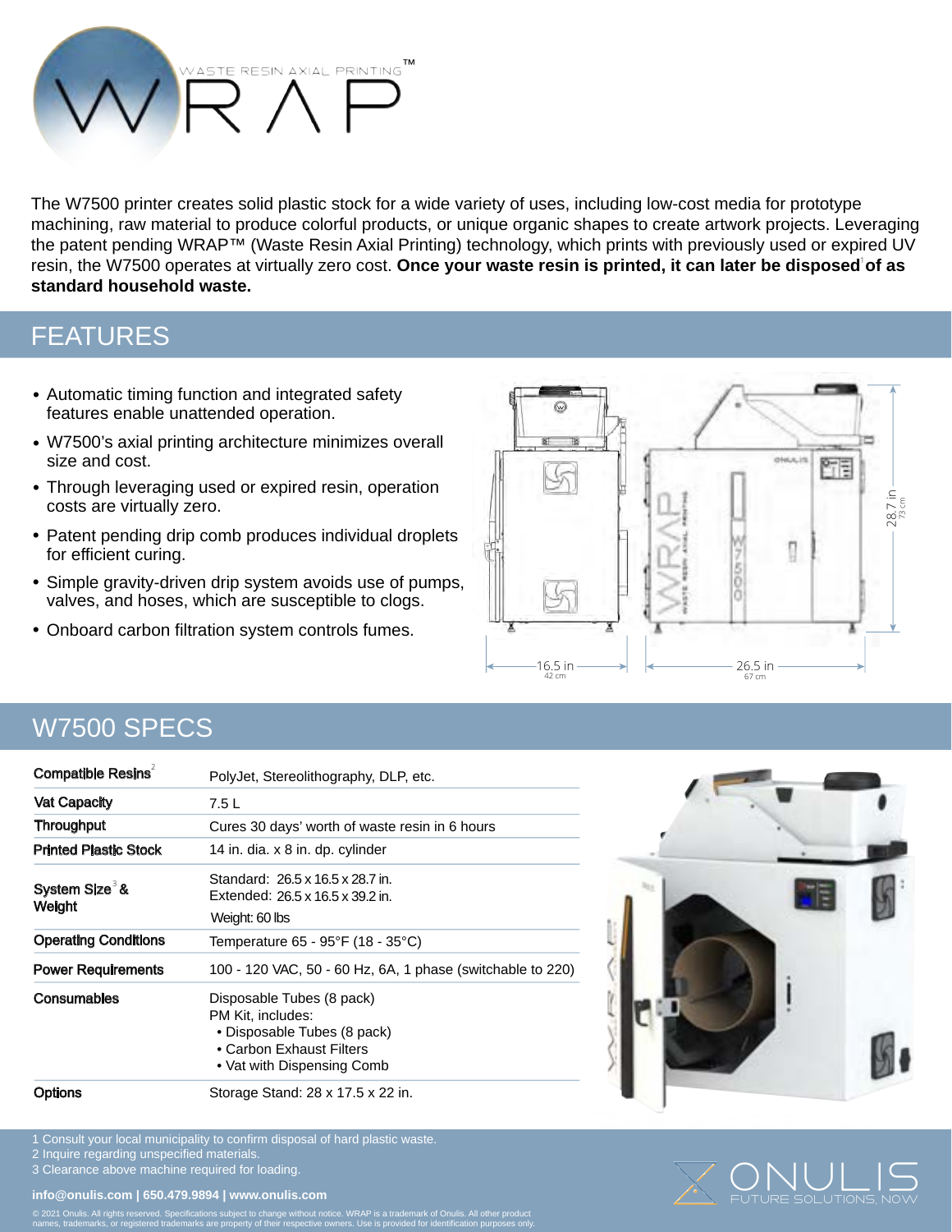# WRAP™

WASTE RESIN AXIAL PRINTING

The W7500 printer creates solid plastic stock for a wide variety of uses, including low-cost media for prototype machining, raw material to produce colorful products, or unique organic shapes to create artwork projects. Leveraging the patent pending WRAP™ (Waste Resin Axial Printing) technology, which prints with previously used or expired UV resin, the W7500 operates at virtually zero cost. **Once your waste resin is printed, it can later be disposed[1] of as standard household waste.**

## FEATURES

- Automatic timing function and integrated safety features enable unattended operation.
- W7500's axial printing architecture minimizes overall size and cost.
- Through leveraging used or expired resin, operation costs are virtually zero.
- Patent pending drip comb produces individual droplets for efficient curing.
- Simple gravity-driven drip system avoids use of pumps, valves, and hoses, which are susceptible to clogs.
- Onboard carbon filtration system controls fumes.

16.5 in
42 cm

26.5 in
67 cm

28.7 in
73 cm

## W7500 SPECS

| | |
|---|---|
| Compatible Resins[2] | PolyJet, Stereolithography, DLP, etc. |
| Vat Capacity | 7.5 L |
| Throughput | Cures 30 days' worth of waste resin in 6 hours |
| Printed Plastic Stock | 14 in. dia. x 8 in. dp. cylinder |
| System Size[3] & Weight | Standard: 26.5 x 16.5 x 28.7 in.<br>Extended: 26.5 x 16.5 x 39.2 in.<br>Weight: 60 lbs |
| Operating Conditions | Temperature 65 - 95°F (18 - 35°C) |
| Power Requirements | 100 - 120 VAC, 50 - 60 Hz, 6A, 1 phase (switchable to 220) |
| Consumables | Disposable Tubes (8 pack)<br>PM Kit, includes:<br>• Disposable Tubes (8 pack)<br>• Carbon Exhaust Filters<br>• Vat with Dispensing Comb |
| Options | Storage Stand: 28 x 17.5 x 22 in. |

1 Consult your local municipality to confirm disposal of hard plastic waste.
2 Inquire regarding unspecified materials.
3 Clearance above machine required for loading.

**info@onulis.com | 650.479.9894 | www.onulis.com**

ONULIS
FUTURE SOLUTIONS, NOW

© 2021 Onulis. All rights reserved. Specifications subject to change without notice. WRAP is a trademark of Onulis. All other product names, trademarks, or registered trademarks are property of their respective owners. Use is provided for identification purposes only.